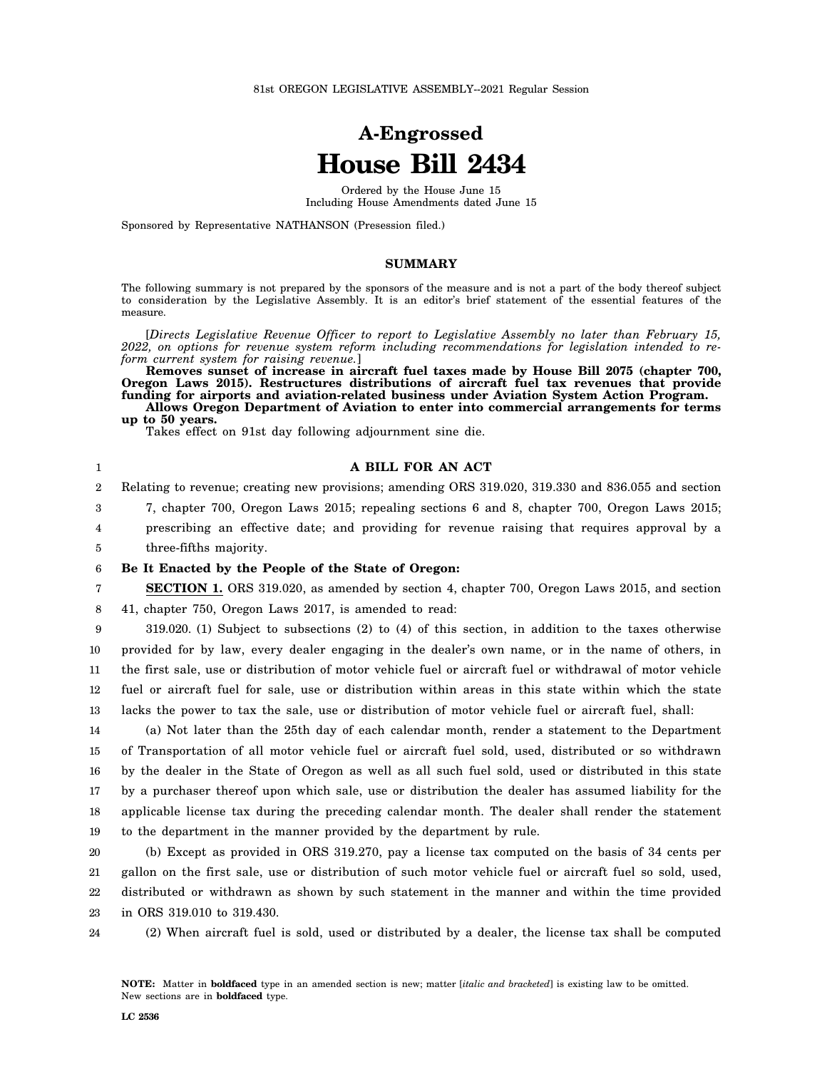81st OREGON LEGISLATIVE ASSEMBLY--2021 Regular Session

# A-Engrossed
# House Bill 2434

Ordered by the House June 15
Including House Amendments dated June 15

Sponsored by Representative NATHANSON (Presession filed.)

## SUMMARY

The following summary is not prepared by the sponsors of the measure and is not a part of the body thereof subject to consideration by the Legislative Assembly. It is an editor's brief statement of the essential features of the measure.

[*Directs Legislative Revenue Officer to report to Legislative Assembly no later than February 15, 2022, on options for revenue system reform including recommendations for legislation intended to reform current system for raising revenue.*]

**Removes sunset of increase in aircraft fuel taxes made by House Bill 2075 (chapter 700, Oregon Laws 2015). Restructures distributions of aircraft fuel tax revenues that provide funding for airports and aviation-related business under Aviation System Action Program.**

**Allows Oregon Department of Aviation to enter into commercial arrangements for terms up to 50 years.**

Takes effect on 91st day following adjournment sine die.

**A BILL FOR AN ACT**

Relating to revenue; creating new provisions; amending ORS 319.020, 319.330 and 836.055 and section 7, chapter 700, Oregon Laws 2015; repealing sections 6 and 8, chapter 700, Oregon Laws 2015; prescribing an effective date; and providing for revenue raising that requires approval by a three-fifths majority.

**Be It Enacted by the People of the State of Oregon:**

**SECTION 1.** ORS 319.020, as amended by section 4, chapter 700, Oregon Laws 2015, and section 41, chapter 750, Oregon Laws 2017, is amended to read:

319.020. (1) Subject to subsections (2) to (4) of this section, in addition to the taxes otherwise provided for by law, every dealer engaging in the dealer's own name, or in the name of others, in the first sale, use or distribution of motor vehicle fuel or aircraft fuel or withdrawal of motor vehicle fuel or aircraft fuel for sale, use or distribution within areas in this state within which the state lacks the power to tax the sale, use or distribution of motor vehicle fuel or aircraft fuel, shall:

(a) Not later than the 25th day of each calendar month, render a statement to the Department of Transportation of all motor vehicle fuel or aircraft fuel sold, used, distributed or so withdrawn by the dealer in the State of Oregon as well as all such fuel sold, used or distributed in this state by a purchaser thereof upon which sale, use or distribution the dealer has assumed liability for the applicable license tax during the preceding calendar month. The dealer shall render the statement to the department in the manner provided by the department by rule.

(b) Except as provided in ORS 319.270, pay a license tax computed on the basis of 34 cents per gallon on the first sale, use or distribution of such motor vehicle fuel or aircraft fuel so sold, used, distributed or withdrawn as shown by such statement in the manner and within the time provided in ORS 319.010 to 319.430.

(2) When aircraft fuel is sold, used or distributed by a dealer, the license tax shall be computed

NOTE: Matter in **boldfaced** type in an amended section is new; matter [*italic and bracketed*] is existing law to be omitted. New sections are in **boldfaced** type.

LC 2536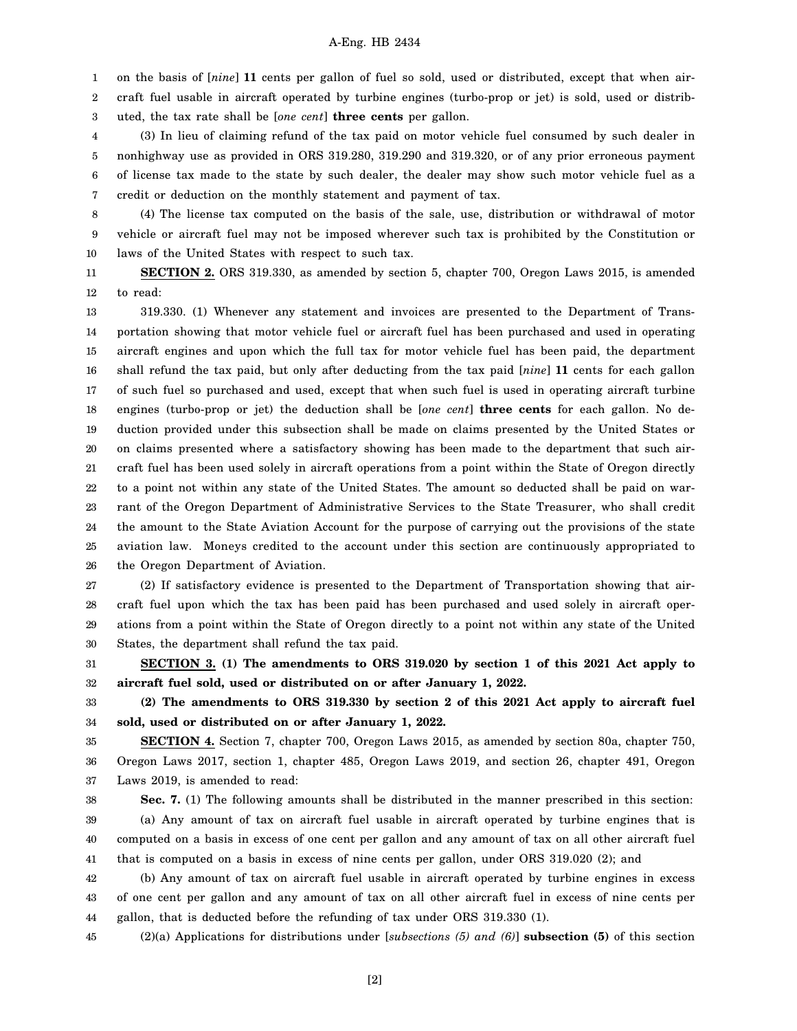on the basis of [*nine*] **11** cents per gallon of fuel so sold, used or distributed, except that when aircraft fuel usable in aircraft operated by turbine engines (turbo-prop or jet) is sold, used or distributed, the tax rate shall be [*one cent*] **three cents** per gallon.

(3) In lieu of claiming refund of the tax paid on motor vehicle fuel consumed by such dealer in nonhighway use as provided in ORS 319.280, 319.290 and 319.320, or of any prior erroneous payment of license tax made to the state by such dealer, the dealer may show such motor vehicle fuel as a credit or deduction on the monthly statement and payment of tax.

(4) The license tax computed on the basis of the sale, use, distribution or withdrawal of motor vehicle or aircraft fuel may not be imposed wherever such tax is prohibited by the Constitution or laws of the United States with respect to such tax.

**SECTION 2.** ORS 319.330, as amended by section 5, chapter 700, Oregon Laws 2015, is amended to read:

319.330. (1) Whenever any statement and invoices are presented to the Department of Transportation showing that motor vehicle fuel or aircraft fuel has been purchased and used in operating aircraft engines and upon which the full tax for motor vehicle fuel has been paid, the department shall refund the tax paid, but only after deducting from the tax paid [*nine*] **11** cents for each gallon of such fuel so purchased and used, except that when such fuel is used in operating aircraft turbine engines (turbo-prop or jet) the deduction shall be [*one cent*] **three cents** for each gallon. No deduction provided under this subsection shall be made on claims presented by the United States or on claims presented where a satisfactory showing has been made to the department that such aircraft fuel has been used solely in aircraft operations from a point within the State of Oregon directly to a point not within any state of the United States. The amount so deducted shall be paid on warrant of the Oregon Department of Administrative Services to the State Treasurer, who shall credit the amount to the State Aviation Account for the purpose of carrying out the provisions of the state aviation law. Moneys credited to the account under this section are continuously appropriated to the Oregon Department of Aviation.

(2) If satisfactory evidence is presented to the Department of Transportation showing that aircraft fuel upon which the tax has been paid has been purchased and used solely in aircraft operations from a point within the State of Oregon directly to a point not within any state of the United States, the department shall refund the tax paid.

**SECTION 3. (1) The amendments to ORS 319.020 by section 1 of this 2021 Act apply to aircraft fuel sold, used or distributed on or after January 1, 2022.**

**(2) The amendments to ORS 319.330 by section 2 of this 2021 Act apply to aircraft fuel sold, used or distributed on or after January 1, 2022.**

**SECTION 4.** Section 7, chapter 700, Oregon Laws 2015, as amended by section 80a, chapter 750, Oregon Laws 2017, section 1, chapter 485, Oregon Laws 2019, and section 26, chapter 491, Oregon Laws 2019, is amended to read:

**Sec. 7.** (1) The following amounts shall be distributed in the manner prescribed in this section:

(a) Any amount of tax on aircraft fuel usable in aircraft operated by turbine engines that is computed on a basis in excess of one cent per gallon and any amount of tax on all other aircraft fuel that is computed on a basis in excess of nine cents per gallon, under ORS 319.020 (2); and

(b) Any amount of tax on aircraft fuel usable in aircraft operated by turbine engines in excess of one cent per gallon and any amount of tax on all other aircraft fuel in excess of nine cents per gallon, that is deducted before the refunding of tax under ORS 319.330 (1).

(2)(a) Applications for distributions under [*subsections (5) and (6)*] **subsection (5)** of this section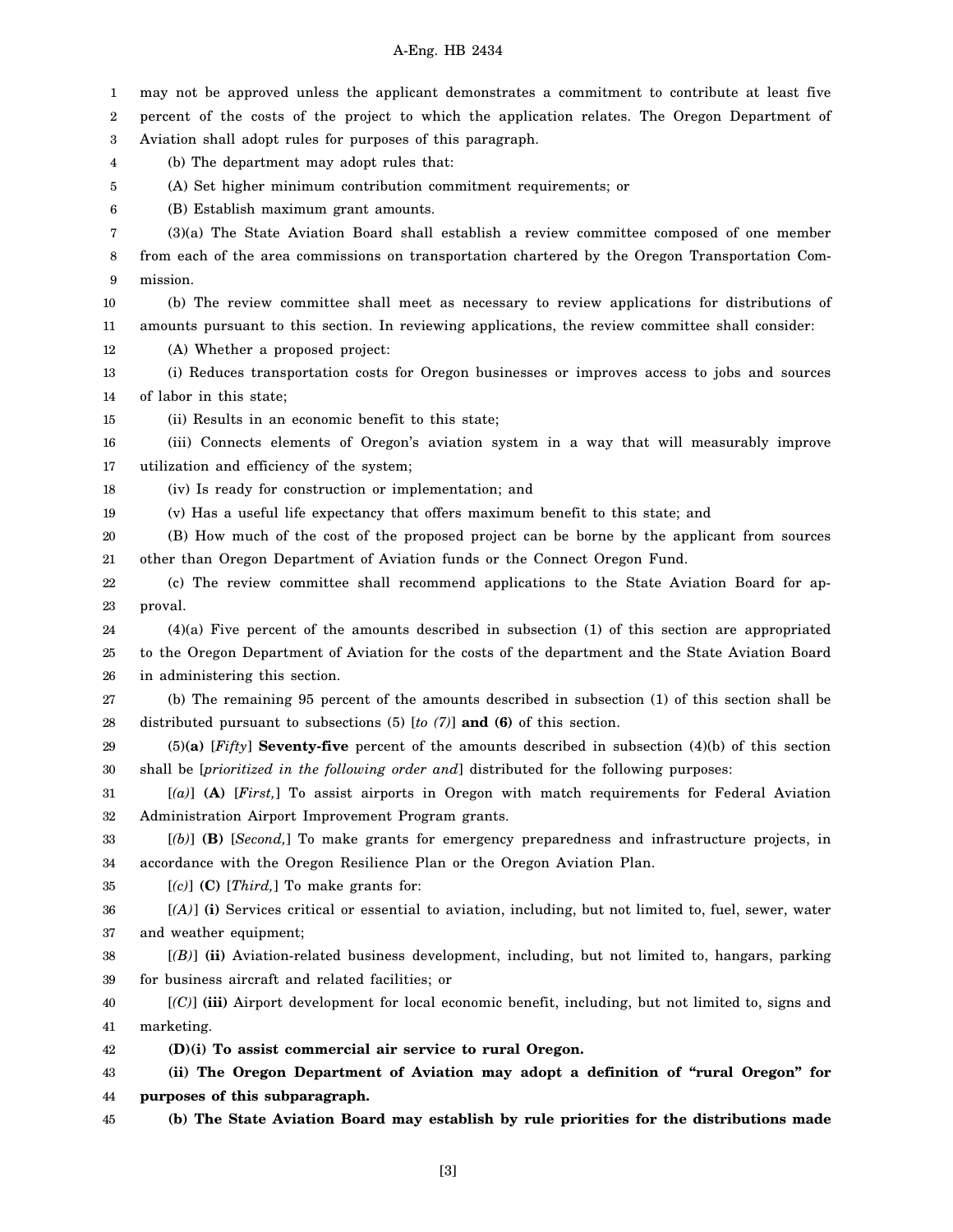may not be approved unless the applicant demonstrates a commitment to contribute at least five percent of the costs of the project to which the application relates. The Oregon Department of Aviation shall adopt rules for purposes of this paragraph.

(b) The department may adopt rules that:

(A) Set higher minimum contribution commitment requirements; or

(B) Establish maximum grant amounts.

(3)(a) The State Aviation Board shall establish a review committee composed of one member from each of the area commissions on transportation chartered by the Oregon Transportation Commission.

(b) The review committee shall meet as necessary to review applications for distributions of amounts pursuant to this section. In reviewing applications, the review committee shall consider:

(A) Whether a proposed project:

(i) Reduces transportation costs for Oregon businesses or improves access to jobs and sources of labor in this state;

(ii) Results in an economic benefit to this state;

(iii) Connects elements of Oregon's aviation system in a way that will measurably improve utilization and efficiency of the system;

(iv) Is ready for construction or implementation; and

(v) Has a useful life expectancy that offers maximum benefit to this state; and

(B) How much of the cost of the proposed project can be borne by the applicant from sources other than Oregon Department of Aviation funds or the Connect Oregon Fund.

(c) The review committee shall recommend applications to the State Aviation Board for approval.

(4)(a) Five percent of the amounts described in subsection (1) of this section are appropriated to the Oregon Department of Aviation for the costs of the department and the State Aviation Board in administering this section.

(b) The remaining 95 percent of the amounts described in subsection (1) of this section shall be distributed pursuant to subsections (5) [*to (7)*] **and (6)** of this section.

(5)**(a)** [*Fifty*] **Seventy-five** percent of the amounts described in subsection (4)(b) of this section shall be [*prioritized in the following order and*] distributed for the following purposes:

[*(a)*] **(A)** [*First,*] To assist airports in Oregon with match requirements for Federal Aviation Administration Airport Improvement Program grants.

[*(b)*] **(B)** [*Second,*] To make grants for emergency preparedness and infrastructure projects, in accordance with the Oregon Resilience Plan or the Oregon Aviation Plan.

[*(c)*] **(C)** [*Third,*] To make grants for:

[*(A)*] **(i)** Services critical or essential to aviation, including, but not limited to, fuel, sewer, water and weather equipment;

[*(B)*] **(ii)** Aviation-related business development, including, but not limited to, hangars, parking for business aircraft and related facilities; or

[*(C)*] **(iii)** Airport development for local economic benefit, including, but not limited to, signs and marketing.

**(D)(i) To assist commercial air service to rural Oregon.**

**(ii) The Oregon Department of Aviation may adopt a definition of "rural Oregon" for purposes of this subparagraph.**

**(b) The State Aviation Board may establish by rule priorities for the distributions made**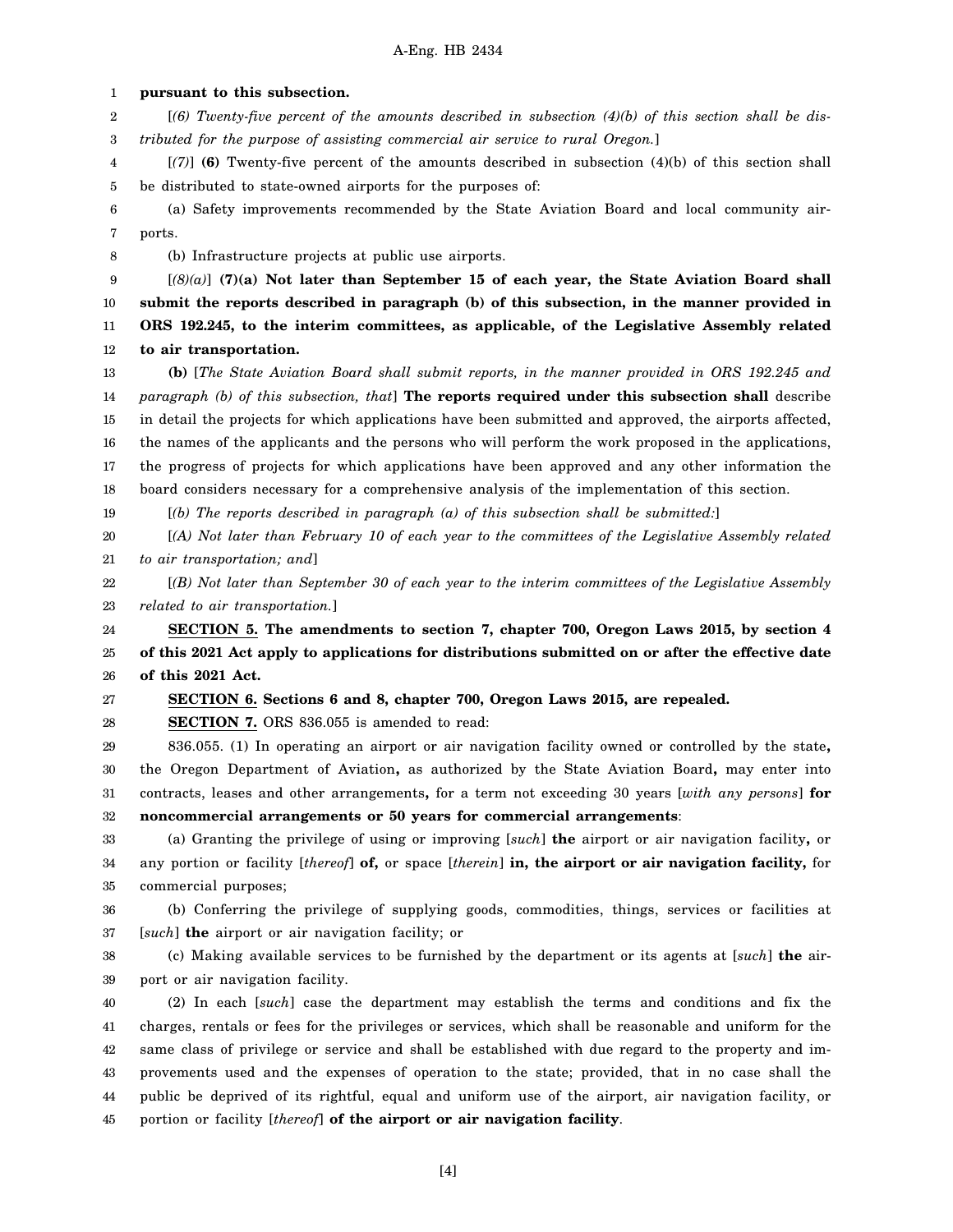**pursuant to this subsection.**

[*(6) Twenty-five percent of the amounts described in subsection (4)(b) of this section shall be distributed for the purpose of assisting commercial air service to rural Oregon.*]

[*(7)*] **(6)** Twenty-five percent of the amounts described in subsection (4)(b) of this section shall be distributed to state-owned airports for the purposes of:

(a) Safety improvements recommended by the State Aviation Board and local community airports.

(b) Infrastructure projects at public use airports.

[*(8)(a)*] **(7)(a) Not later than September 15 of each year, the State Aviation Board shall submit the reports described in paragraph (b) of this subsection, in the manner provided in ORS 192.245, to the interim committees, as applicable, of the Legislative Assembly related to air transportation.**

**(b)** [*The State Aviation Board shall submit reports, in the manner provided in ORS 192.245 and paragraph (b) of this subsection, that*] **The reports required under this subsection shall** describe in detail the projects for which applications have been submitted and approved, the airports affected, the names of the applicants and the persons who will perform the work proposed in the applications, the progress of projects for which applications have been approved and any other information the board considers necessary for a comprehensive analysis of the implementation of this section.

[*(b) The reports described in paragraph (a) of this subsection shall be submitted:*]

[*(A) Not later than February 10 of each year to the committees of the Legislative Assembly related to air transportation; and*]

[*(B) Not later than September 30 of each year to the interim committees of the Legislative Assembly related to air transportation.*]

**SECTION 5. The amendments to section 7, chapter 700, Oregon Laws 2015, by section 4 of this 2021 Act apply to applications for distributions submitted on or after the effective date of this 2021 Act.**

**SECTION 6. Sections 6 and 8, chapter 700, Oregon Laws 2015, are repealed.**

**SECTION 7.** ORS 836.055 is amended to read:

836.055. (1) In operating an airport or air navigation facility owned or controlled by the state**,** the Oregon Department of Aviation**,** as authorized by the State Aviation Board**,** may enter into contracts, leases and other arrangements**,** for a term not exceeding 30 years [*with any persons*] **for noncommercial arrangements or 50 years for commercial arrangements**:

(a) Granting the privilege of using or improving [*such*] **the** airport or air navigation facility**,** or any portion or facility [*thereof*] **of,** or space [*therein*] **in, the airport or air navigation facility,** for commercial purposes;

(b) Conferring the privilege of supplying goods, commodities, things, services or facilities at [*such*] **the** airport or air navigation facility; or

(c) Making available services to be furnished by the department or its agents at [*such*] **the** airport or air navigation facility.

(2) In each [*such*] case the department may establish the terms and conditions and fix the charges, rentals or fees for the privileges or services, which shall be reasonable and uniform for the same class of privilege or service and shall be established with due regard to the property and improvements used and the expenses of operation to the state; provided, that in no case shall the public be deprived of its rightful, equal and uniform use of the airport, air navigation facility, or portion or facility [*thereof*] **of the airport or air navigation facility**.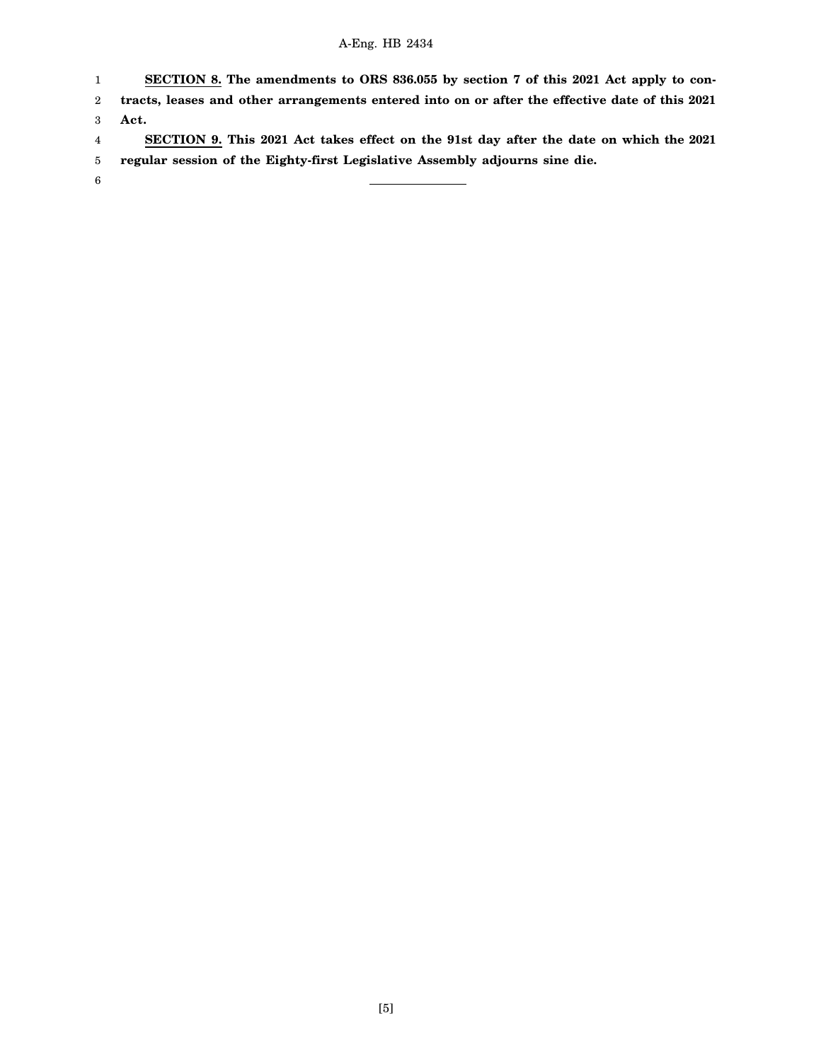**SECTION 8. The amendments to ORS 836.055 by section 7 of this 2021 Act apply to contracts, leases and other arrangements entered into on or after the effective date of this 2021 Act.**

**SECTION 9. This 2021 Act takes effect on the 91st day after the date on which the 2021 regular session of the Eighty-first Legislative Assembly adjourns sine die.**